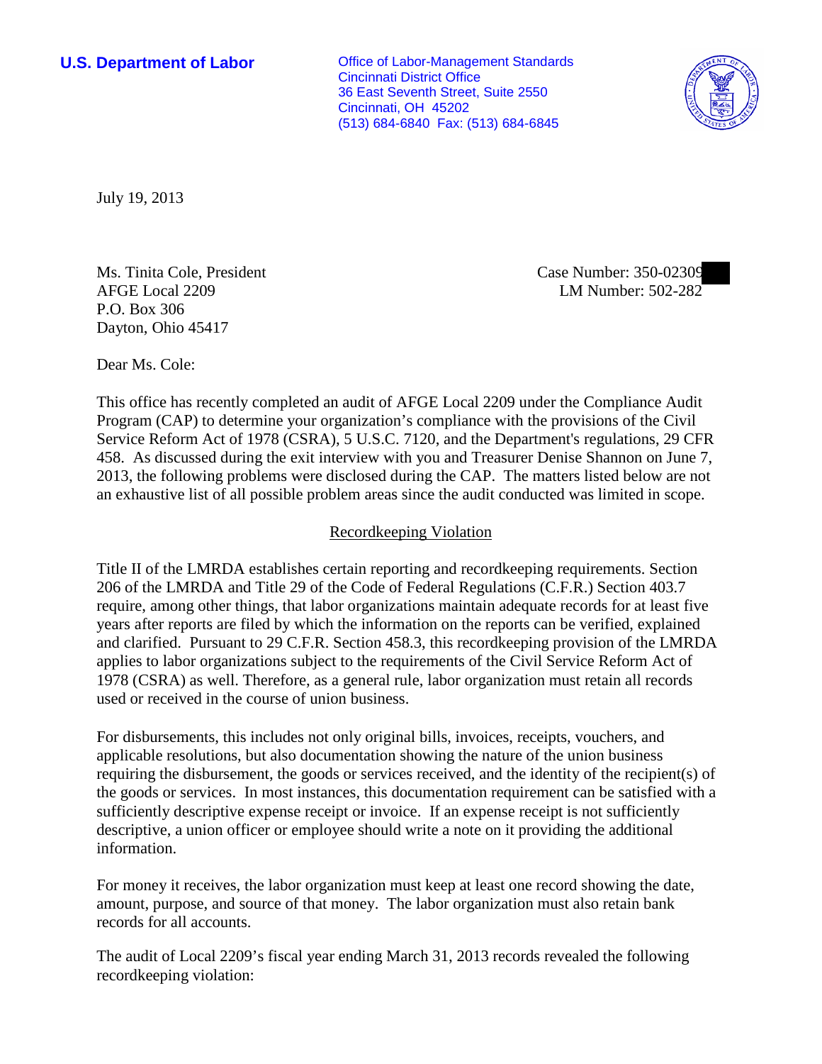**U.S. Department of Labor**

Office of Labor-Management Standards
Cincinnati District Office
36 East Seventh Street, Suite 2550
Cincinnati, OH 45202
(513) 684-6840 Fax: (513) 684-6845

July 19, 2013

Ms. Tinita Cole, President
AFGE Local 2209
P.O. Box 306
Dayton, Ohio 45417

Case Number: 350-02309
LM Number: 502-282

Dear Ms. Cole:

This office has recently completed an audit of AFGE Local 2209 under the Compliance Audit Program (CAP) to determine your organization's compliance with the provisions of the Civil Service Reform Act of 1978 (CSRA), 5 U.S.C. 7120, and the Department's regulations, 29 CFR 458. As discussed during the exit interview with you and Treasurer Denise Shannon on June 7, 2013, the following problems were disclosed during the CAP. The matters listed below are not an exhaustive list of all possible problem areas since the audit conducted was limited in scope.

## Recordkeeping Violation

Title II of the LMRDA establishes certain reporting and recordkeeping requirements. Section 206 of the LMRDA and Title 29 of the Code of Federal Regulations (C.F.R.) Section 403.7 require, among other things, that labor organizations maintain adequate records for at least five years after reports are filed by which the information on the reports can be verified, explained and clarified. Pursuant to 29 C.F.R. Section 458.3, this recordkeeping provision of the LMRDA applies to labor organizations subject to the requirements of the Civil Service Reform Act of 1978 (CSRA) as well. Therefore, as a general rule, labor organization must retain all records used or received in the course of union business.

For disbursements, this includes not only original bills, invoices, receipts, vouchers, and applicable resolutions, but also documentation showing the nature of the union business requiring the disbursement, the goods or services received, and the identity of the recipient(s) of the goods or services. In most instances, this documentation requirement can be satisfied with a sufficiently descriptive expense receipt or invoice. If an expense receipt is not sufficiently descriptive, a union officer or employee should write a note on it providing the additional information.

For money it receives, the labor organization must keep at least one record showing the date, amount, purpose, and source of that money. The labor organization must also retain bank records for all accounts.

The audit of Local 2209's fiscal year ending March 31, 2013 records revealed the following recordkeeping violation: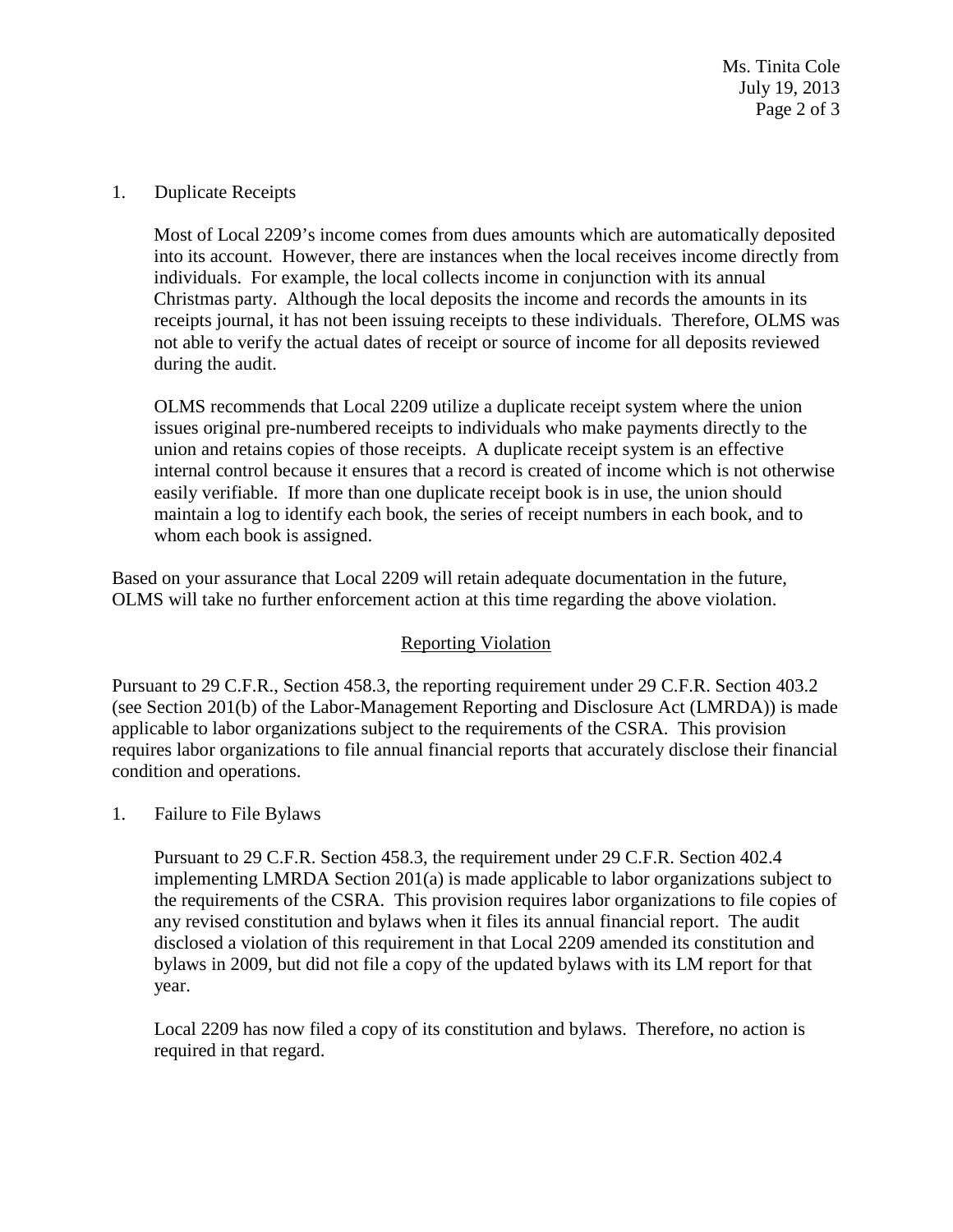1. Duplicate Receipts

   Most of Local 2209's income comes from dues amounts which are automatically deposited into its account. However, there are instances when the local receives income directly from individuals. For example, the local collects income in conjunction with its annual Christmas party. Although the local deposits the income and records the amounts in its receipts journal, it has not been issuing receipts to these individuals. Therefore, OLMS was not able to verify the actual dates of receipt or source of income for all deposits reviewed during the audit.

   OLMS recommends that Local 2209 utilize a duplicate receipt system where the union issues original pre-numbered receipts to individuals who make payments directly to the union and retains copies of those receipts. A duplicate receipt system is an effective internal control because it ensures that a record is created of income which is not otherwise easily verifiable. If more than one duplicate receipt book is in use, the union should maintain a log to identify each book, the series of receipt numbers in each book, and to whom each book is assigned.

Based on your assurance that Local 2209 will retain adequate documentation in the future, OLMS will take no further enforcement action at this time regarding the above violation.

## Reporting Violation

Pursuant to 29 C.F.R., Section 458.3, the reporting requirement under 29 C.F.R. Section 403.2 (see Section 201(b) of the Labor-Management Reporting and Disclosure Act (LMRDA)) is made applicable to labor organizations subject to the requirements of the CSRA. This provision requires labor organizations to file annual financial reports that accurately disclose their financial condition and operations.

1. Failure to File Bylaws

   Pursuant to 29 C.F.R. Section 458.3, the requirement under 29 C.F.R. Section 402.4 implementing LMRDA Section 201(a) is made applicable to labor organizations subject to the requirements of the CSRA. This provision requires labor organizations to file copies of any revised constitution and bylaws when it files its annual financial report. The audit disclosed a violation of this requirement in that Local 2209 amended its constitution and bylaws in 2009, but did not file a copy of the updated bylaws with its LM report for that year.

   Local 2209 has now filed a copy of its constitution and bylaws. Therefore, no action is required in that regard.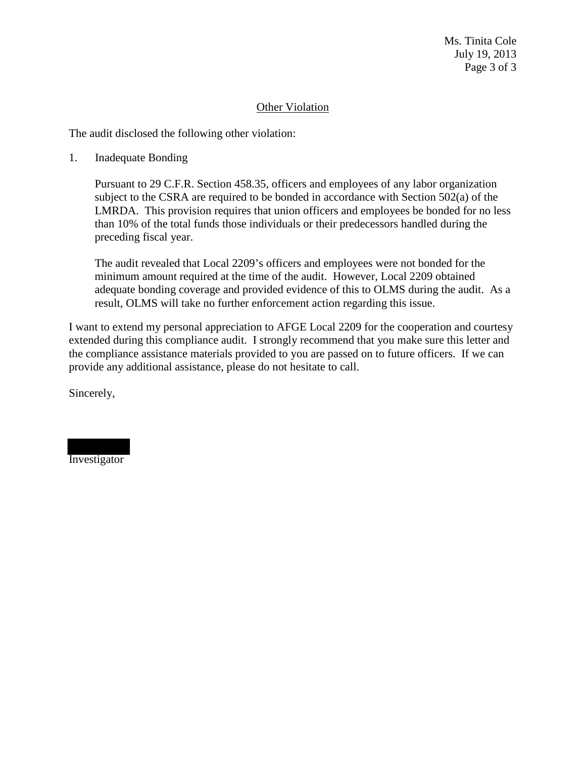## Other Violation

The audit disclosed the following other violation:

1. Inadequate Bonding

   Pursuant to 29 C.F.R. Section 458.35, officers and employees of any labor organization subject to the CSRA are required to be bonded in accordance with Section 502(a) of the LMRDA. This provision requires that union officers and employees be bonded for no less than 10% of the total funds those individuals or their predecessors handled during the preceding fiscal year.

   The audit revealed that Local 2209's officers and employees were not bonded for the minimum amount required at the time of the audit. However, Local 2209 obtained adequate bonding coverage and provided evidence of this to OLMS during the audit. As a result, OLMS will take no further enforcement action regarding this issue.

I want to extend my personal appreciation to AFGE Local 2209 for the cooperation and courtesy extended during this compliance audit. I strongly recommend that you make sure this letter and the compliance assistance materials provided to you are passed on to future officers. If we can provide any additional assistance, please do not hesitate to call.

Sincerely,

Investigator